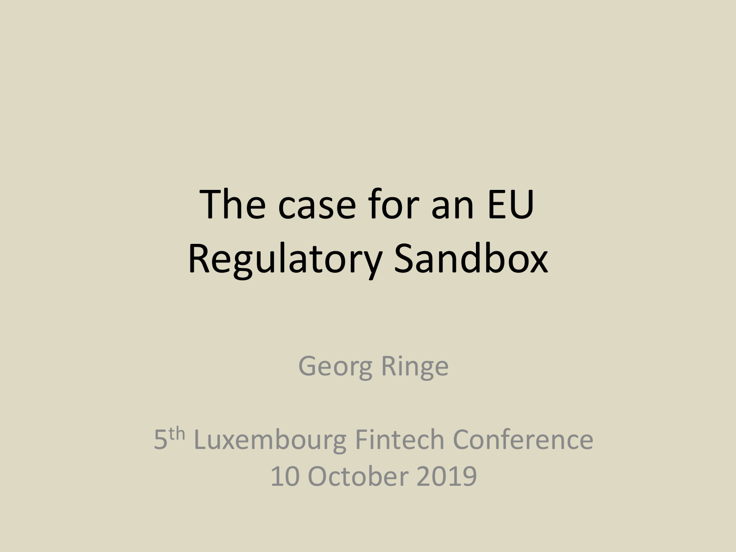# The case for an EU Regulatory Sandbox

Georg Ringe

5th Luxembourg Fintech Conference
10 October 2019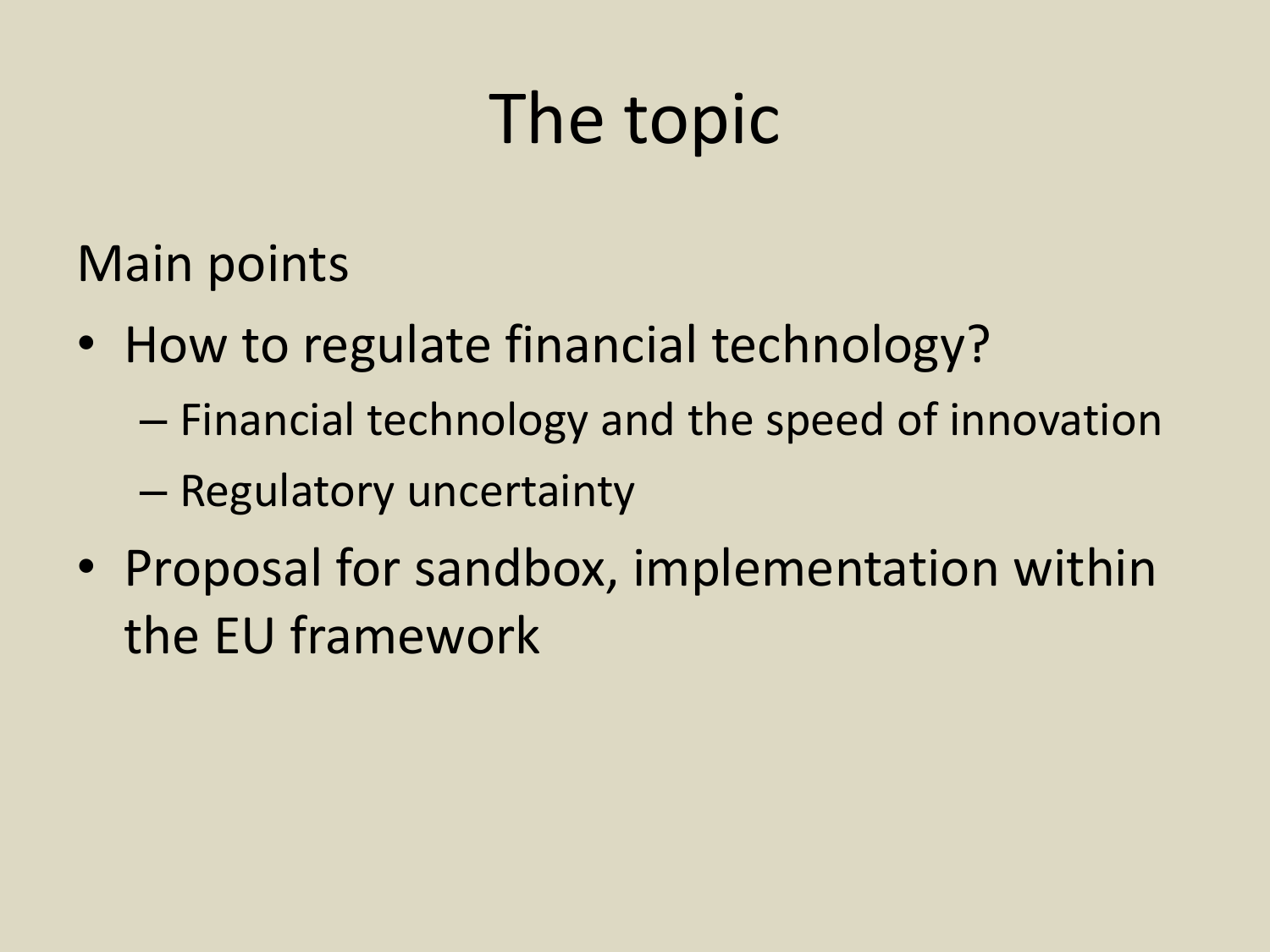# The topic

Main points

- How to regulate financial technology?
  - Financial technology and the speed of innovation
  - Regulatory uncertainty
- Proposal for sandbox, implementation within the EU framework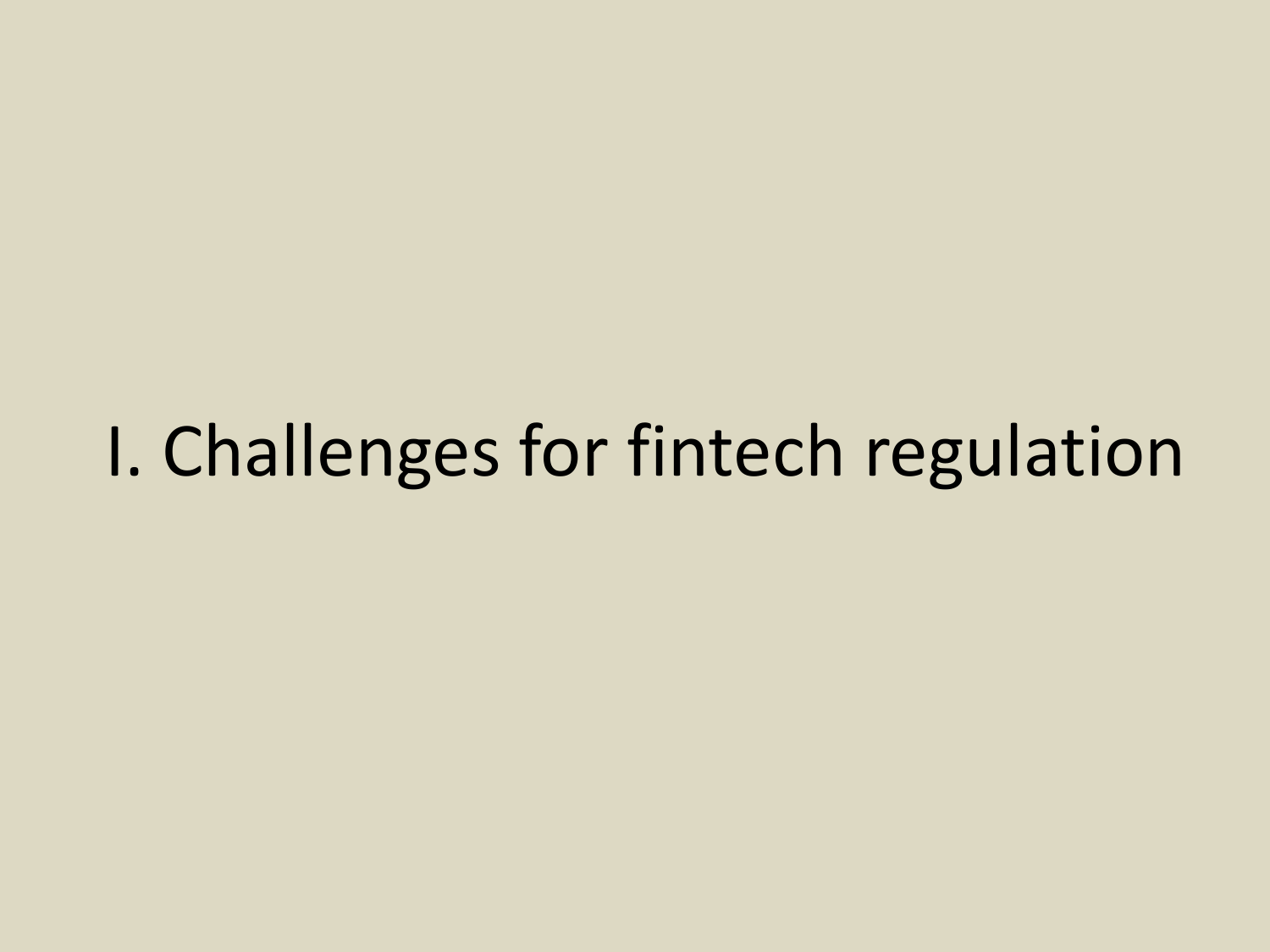# I. Challenges for fintech regulation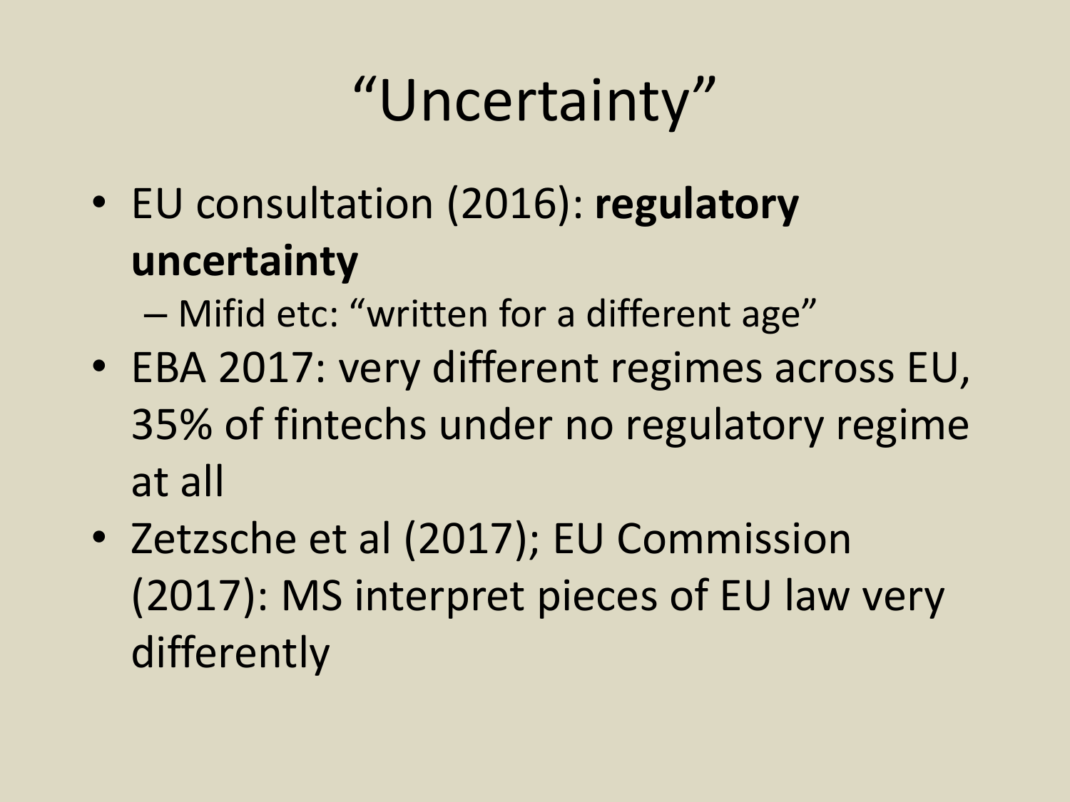# “Uncertainty”

- EU consultation (2016): **regulatory uncertainty**
  - Mifid etc: “written for a different age”
- EBA 2017: very different regimes across EU, 35% of fintechs under no regulatory regime at all
- Zetzsche et al (2017); EU Commission (2017): MS interpret pieces of EU law very differently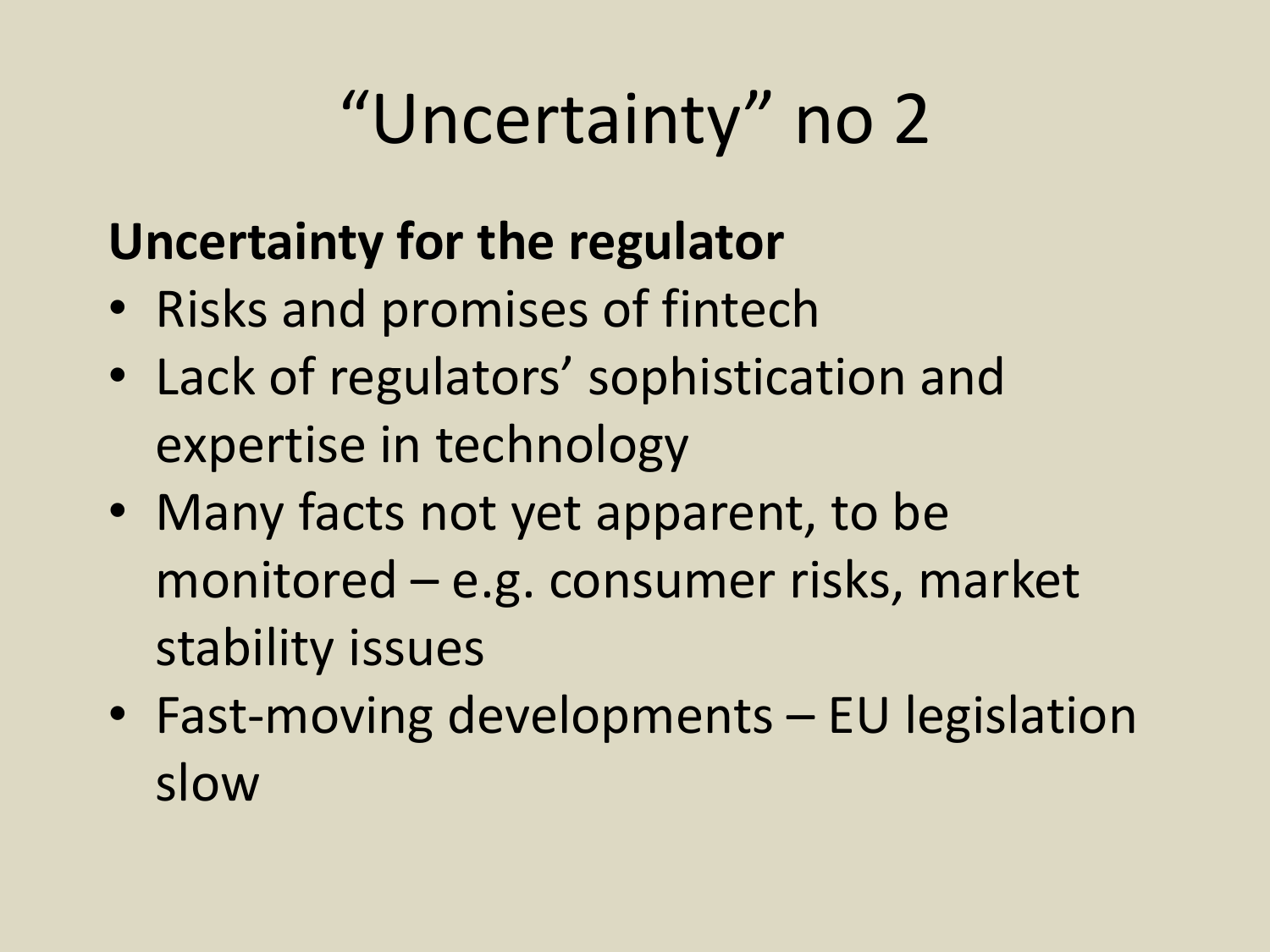# “Uncertainty” no 2

**Uncertainty for the regulator**

- Risks and promises of fintech
- Lack of regulators’ sophistication and expertise in technology
- Many facts not yet apparent, to be monitored – e.g. consumer risks, market stability issues
- Fast-moving developments – EU legislation slow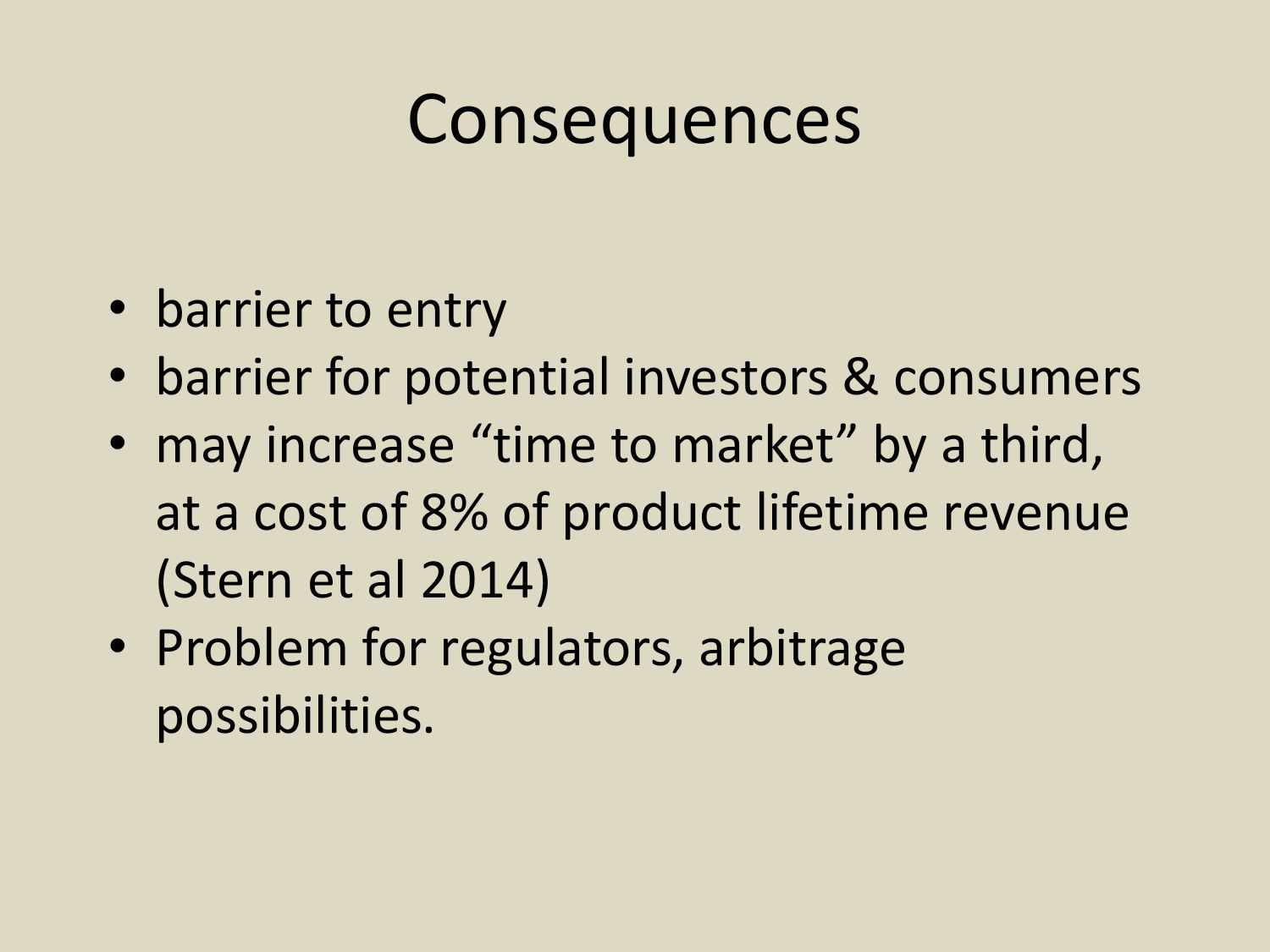# Consequences

- barrier to entry
- barrier for potential investors & consumers
- may increase "time to market" by a third, at a cost of 8% of product lifetime revenue (Stern et al 2014)
- Problem for regulators, arbitrage possibilities.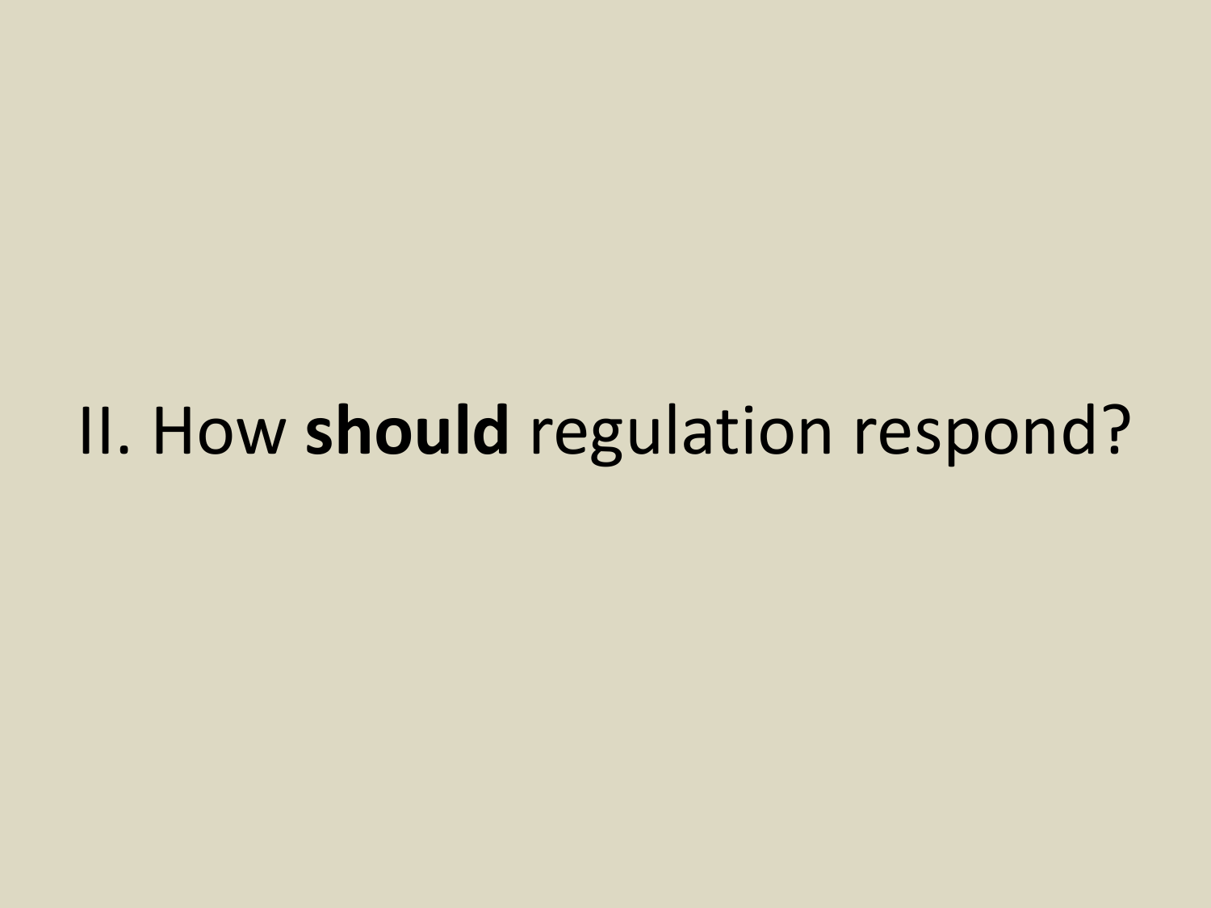# II. How **should** regulation respond?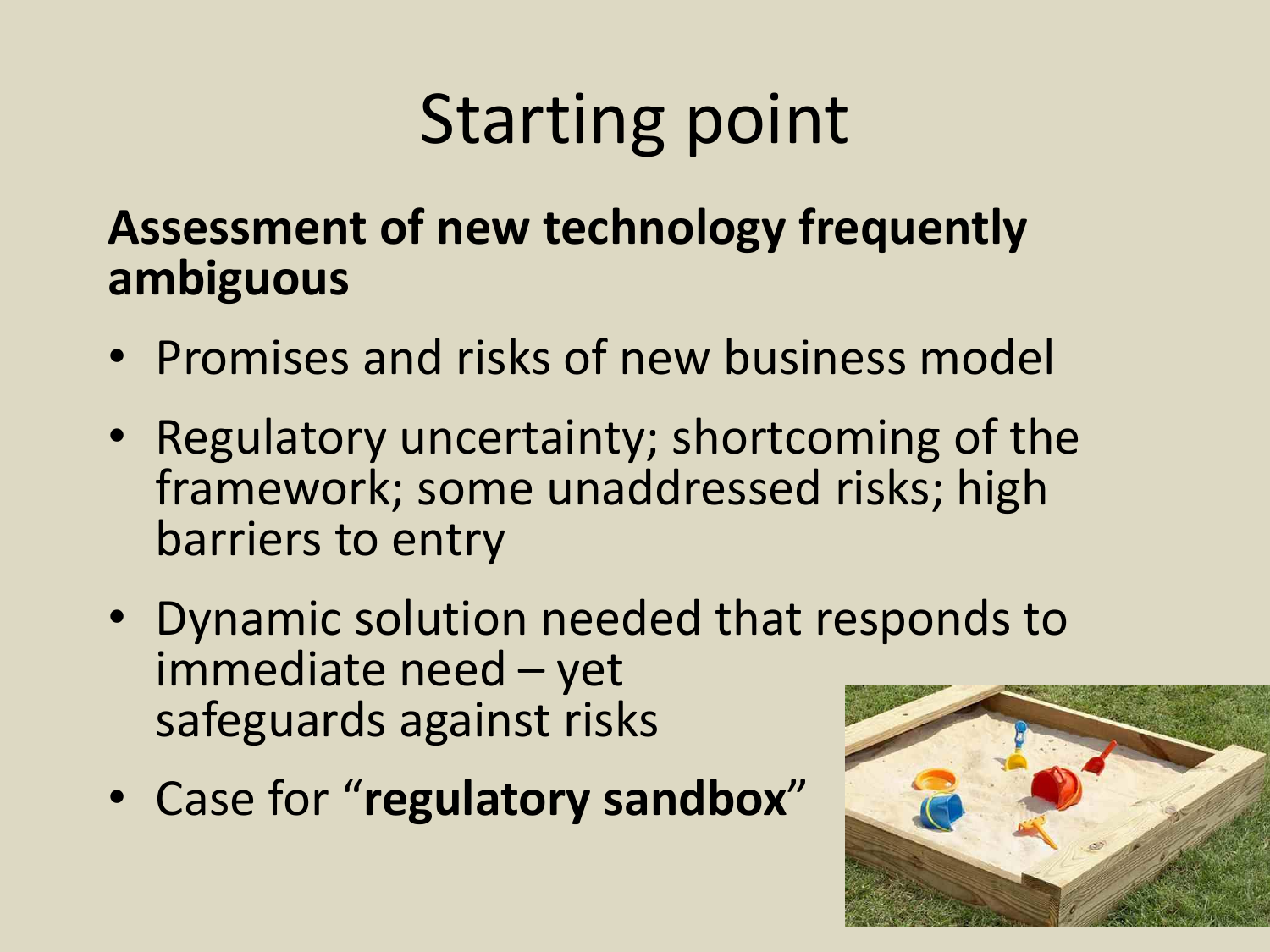# Starting point

**Assessment of new technology frequently ambiguous**

- Promises and risks of new business model
- Regulatory uncertainty; shortcoming of the framework; some unaddressed risks; high barriers to entry
- Dynamic solution needed that responds to immediate need – yet safeguards against risks
- Case for "**regulatory sandbox**"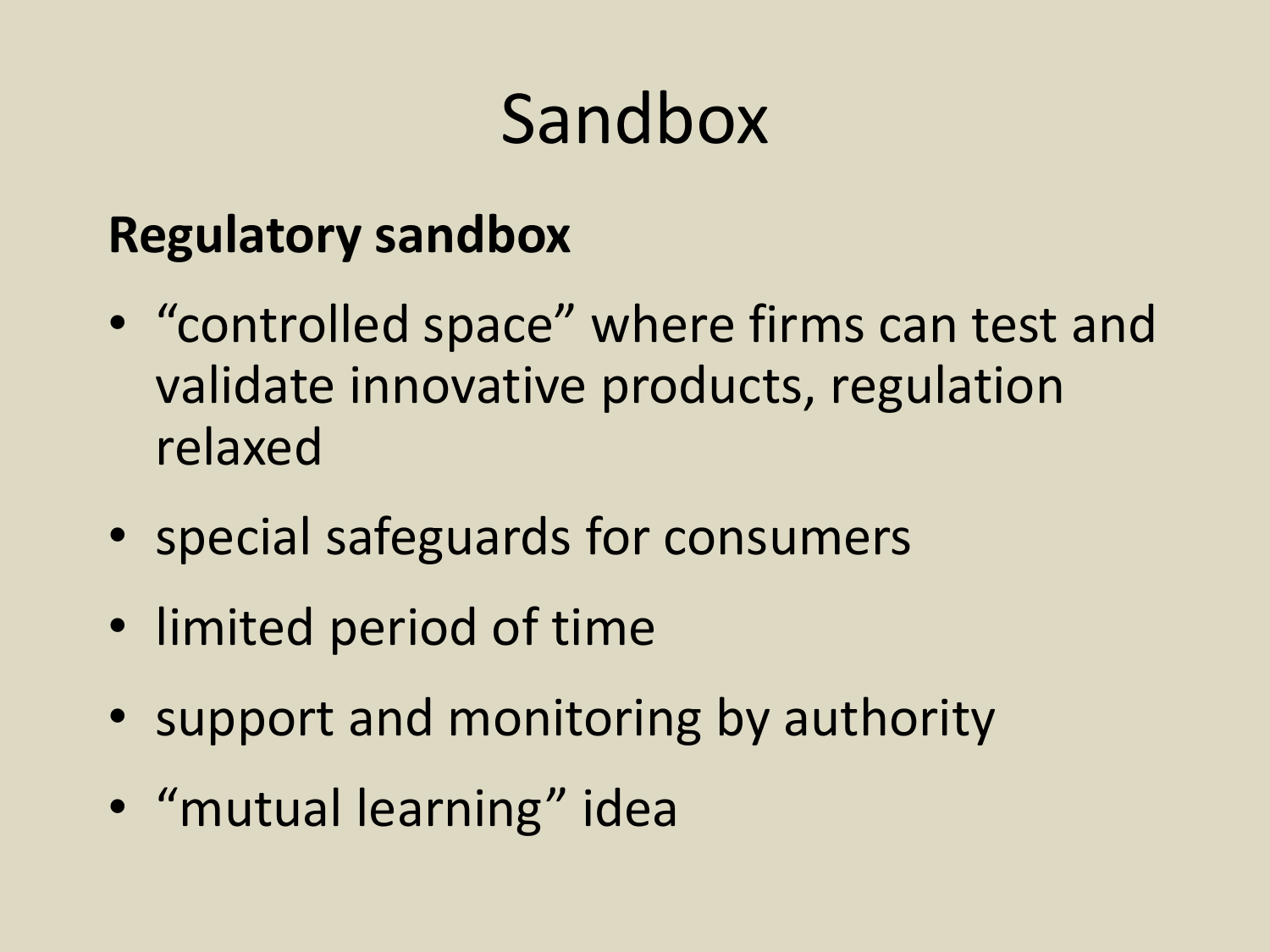# Sandbox

**Regulatory sandbox**

- “controlled space” where firms can test and validate innovative products, regulation relaxed
- special safeguards for consumers
- limited period of time
- support and monitoring by authority
- “mutual learning” idea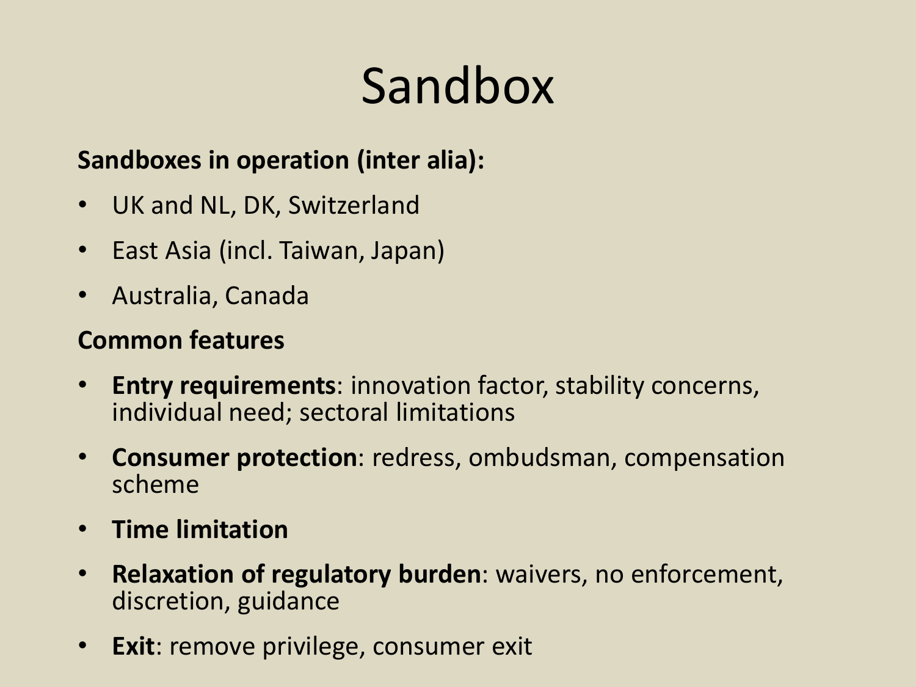# Sandbox

**Sandboxes in operation (inter alia):**

- UK and NL, DK, Switzerland
- East Asia (incl. Taiwan, Japan)
- Australia, Canada

**Common features**

- **Entry requirements**: innovation factor, stability concerns, individual need; sectoral limitations
- **Consumer protection**: redress, ombudsman, compensation scheme
- **Time limitation**
- **Relaxation of regulatory burden**: waivers, no enforcement, discretion, guidance
- **Exit**: remove privilege, consumer exit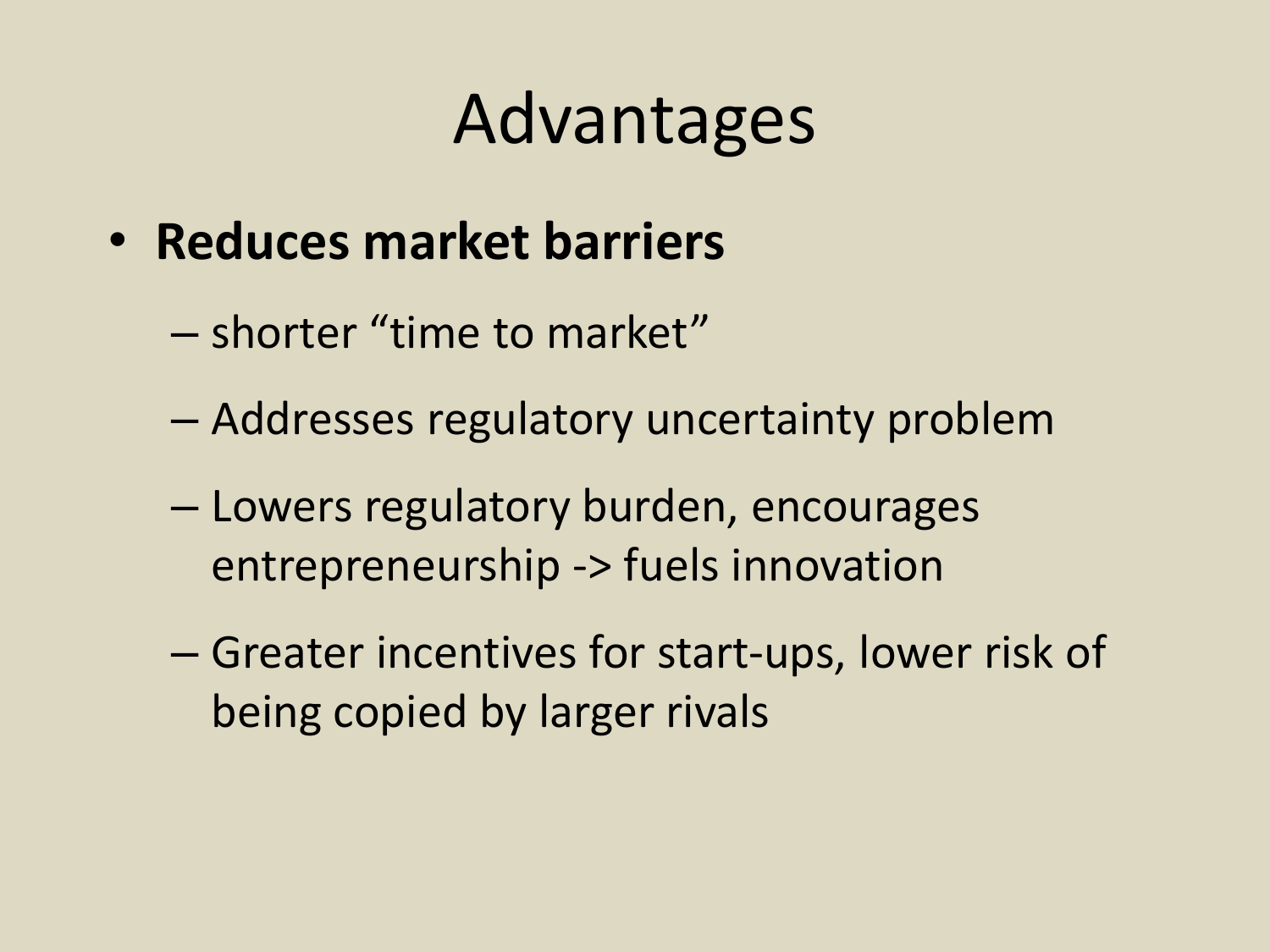# Advantages

- **Reduces market barriers**
  - shorter “time to market”
  - Addresses regulatory uncertainty problem
  - Lowers regulatory burden, encourages entrepreneurship -> fuels innovation
  - Greater incentives for start-ups, lower risk of being copied by larger rivals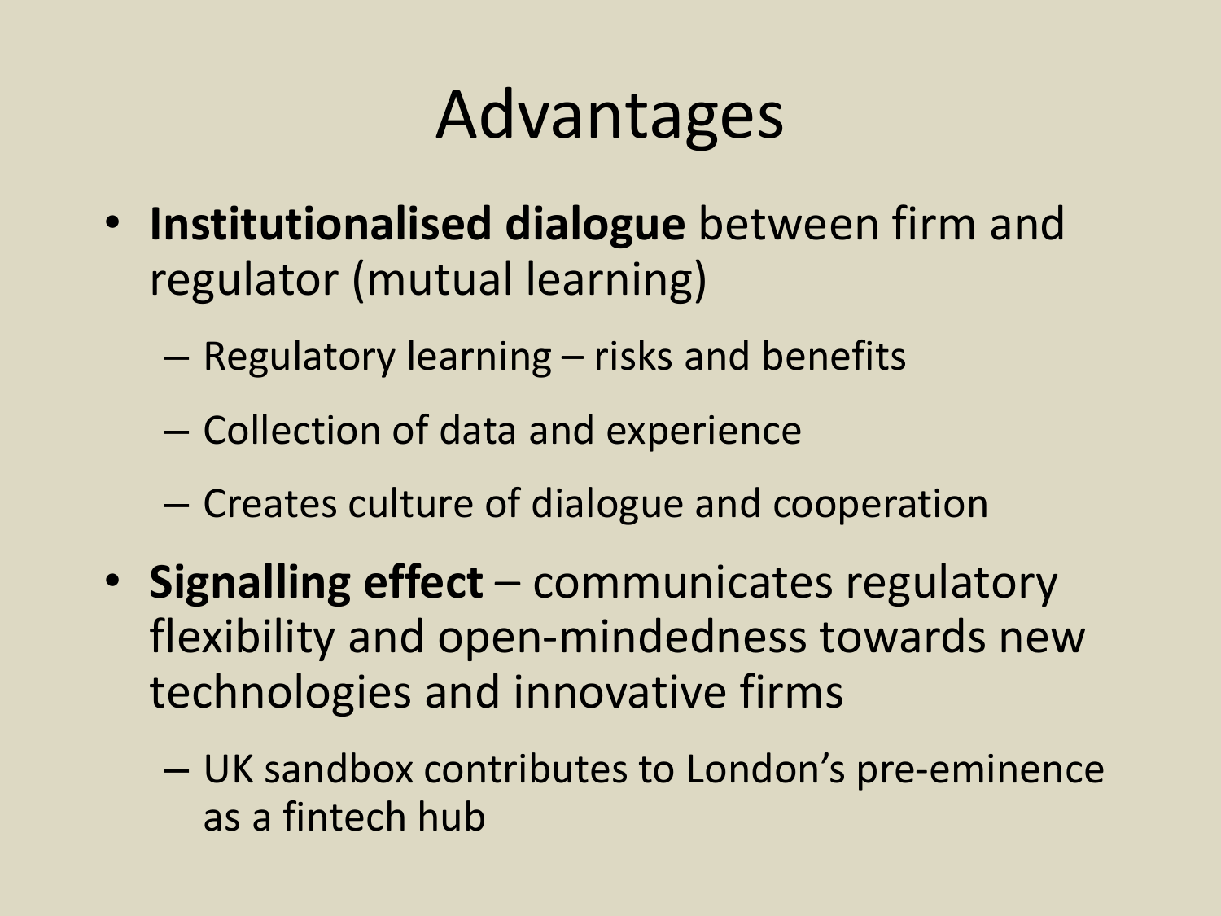# Advantages

- **Institutionalised dialogue** between firm and regulator (mutual learning)
  - Regulatory learning – risks and benefits
  - Collection of data and experience
  - Creates culture of dialogue and cooperation
- **Signalling effect** – communicates regulatory flexibility and open-mindedness towards new technologies and innovative firms
  - UK sandbox contributes to London's pre-eminence as a fintech hub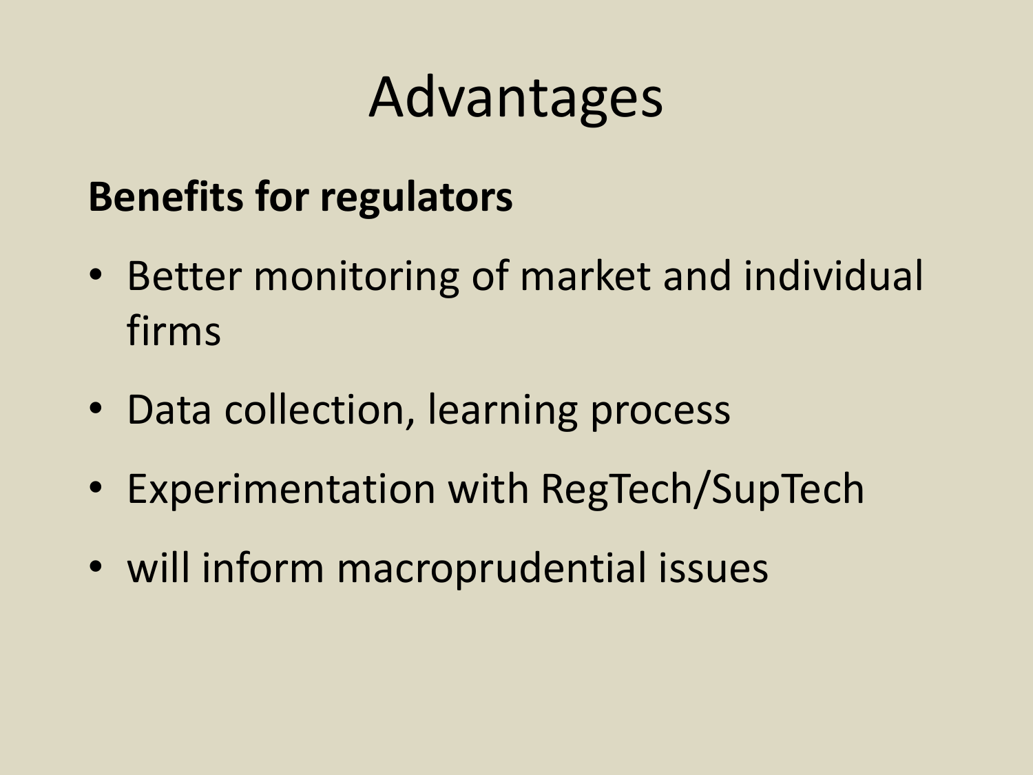# Advantages

**Benefits for regulators**

- Better monitoring of market and individual firms
- Data collection, learning process
- Experimentation with RegTech/SupTech
- will inform macroprudential issues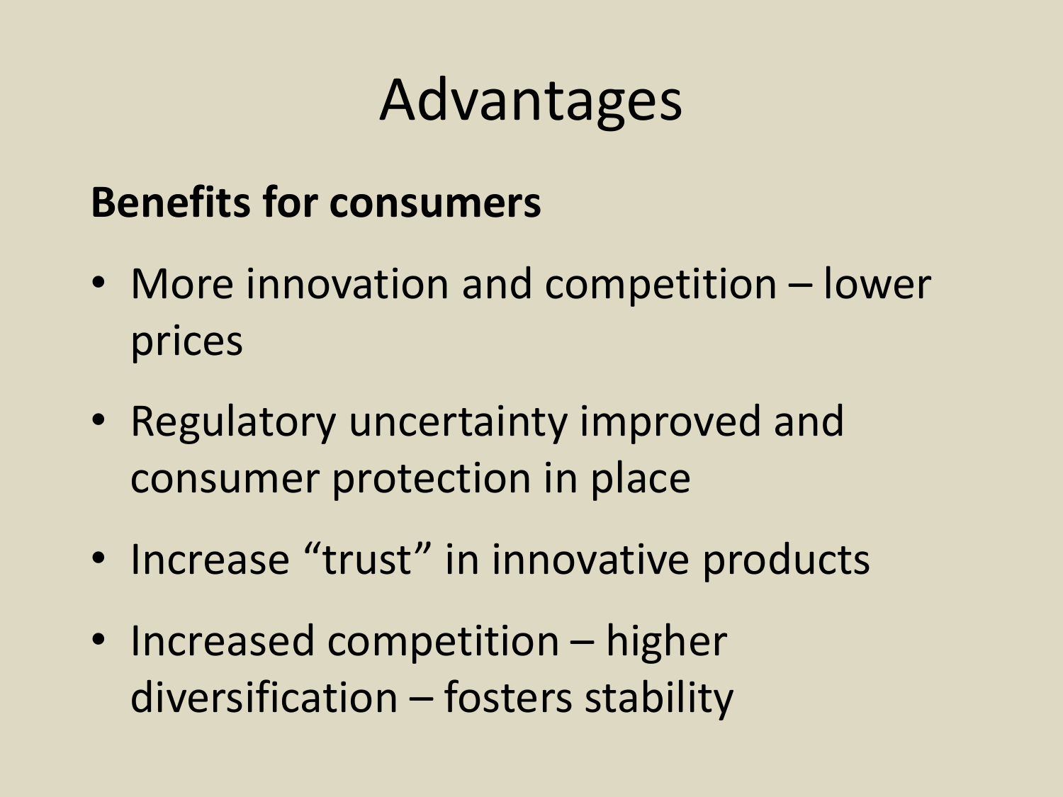# Advantages

**Benefits for consumers**

- More innovation and competition – lower prices
- Regulatory uncertainty improved and consumer protection in place
- Increase "trust" in innovative products
- Increased competition – higher diversification – fosters stability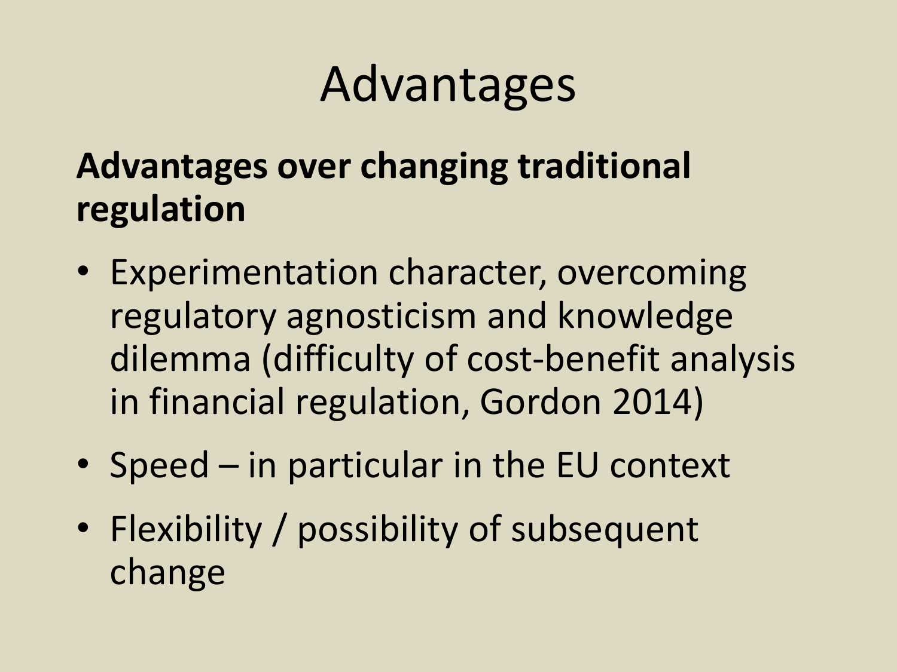# Advantages

**Advantages over changing traditional regulation**

- Experimentation character, overcoming regulatory agnosticism and knowledge dilemma (difficulty of cost-benefit analysis in financial regulation, Gordon 2014)
- Speed – in particular in the EU context
- Flexibility / possibility of subsequent change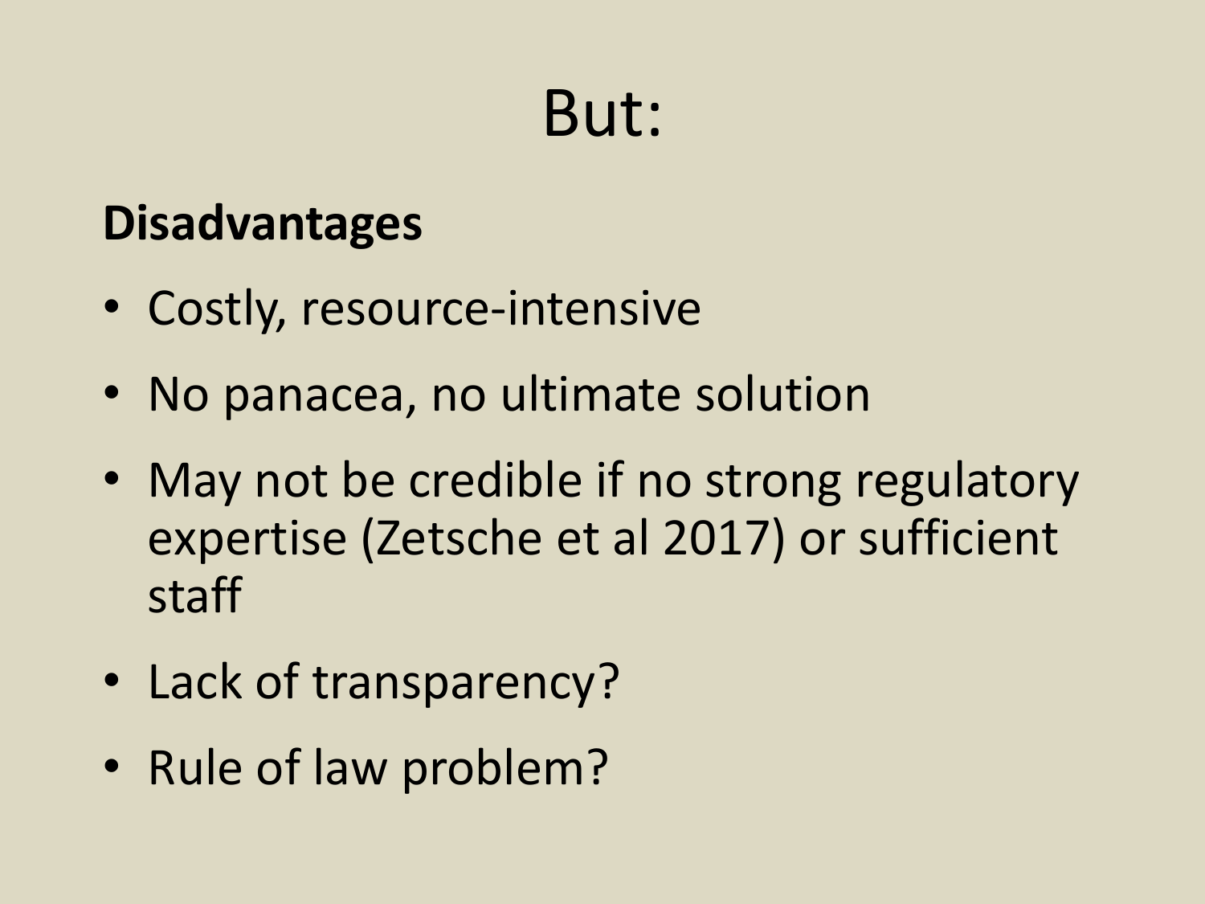# But:

**Disadvantages**

- Costly, resource-intensive
- No panacea, no ultimate solution
- May not be credible if no strong regulatory expertise (Zetsche et al 2017) or sufficient staff
- Lack of transparency?
- Rule of law problem?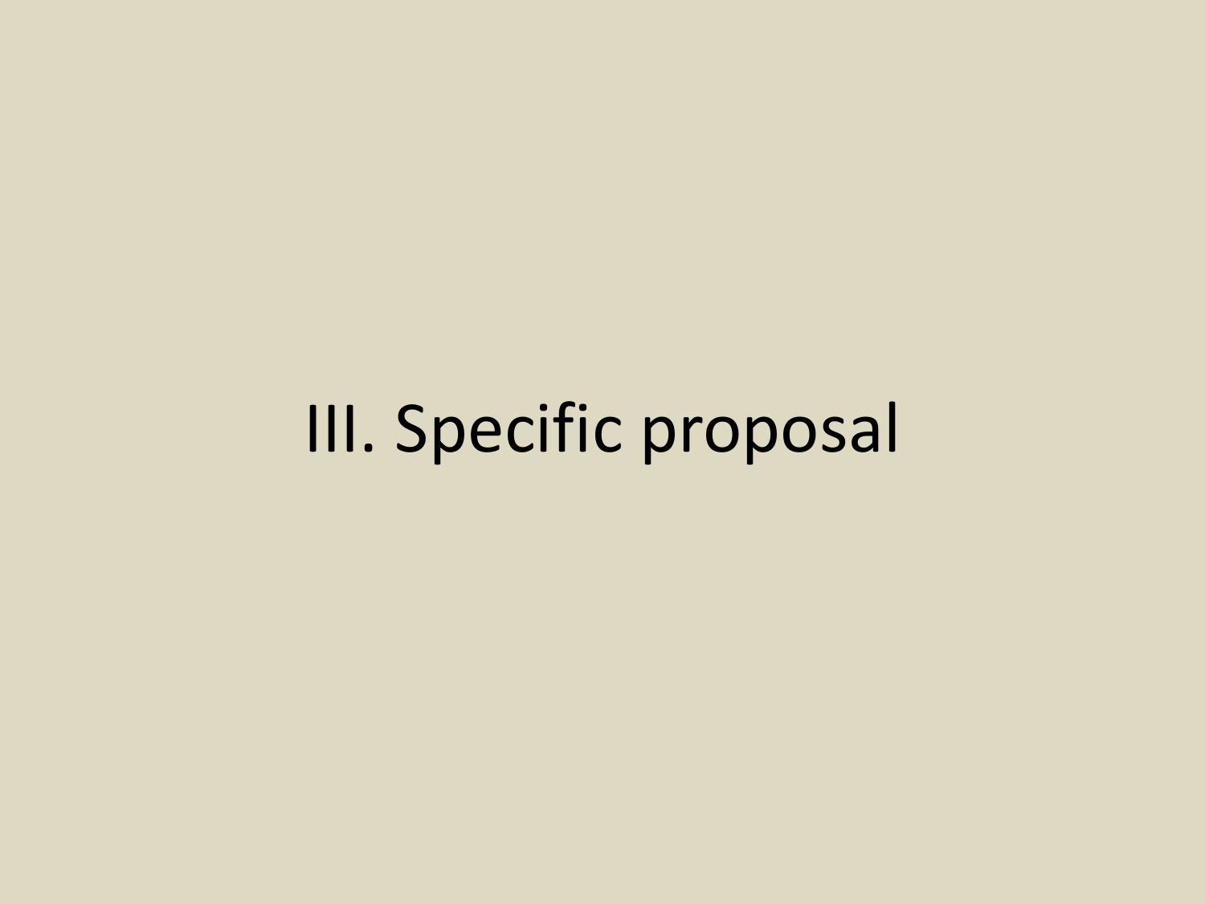# III. Specific proposal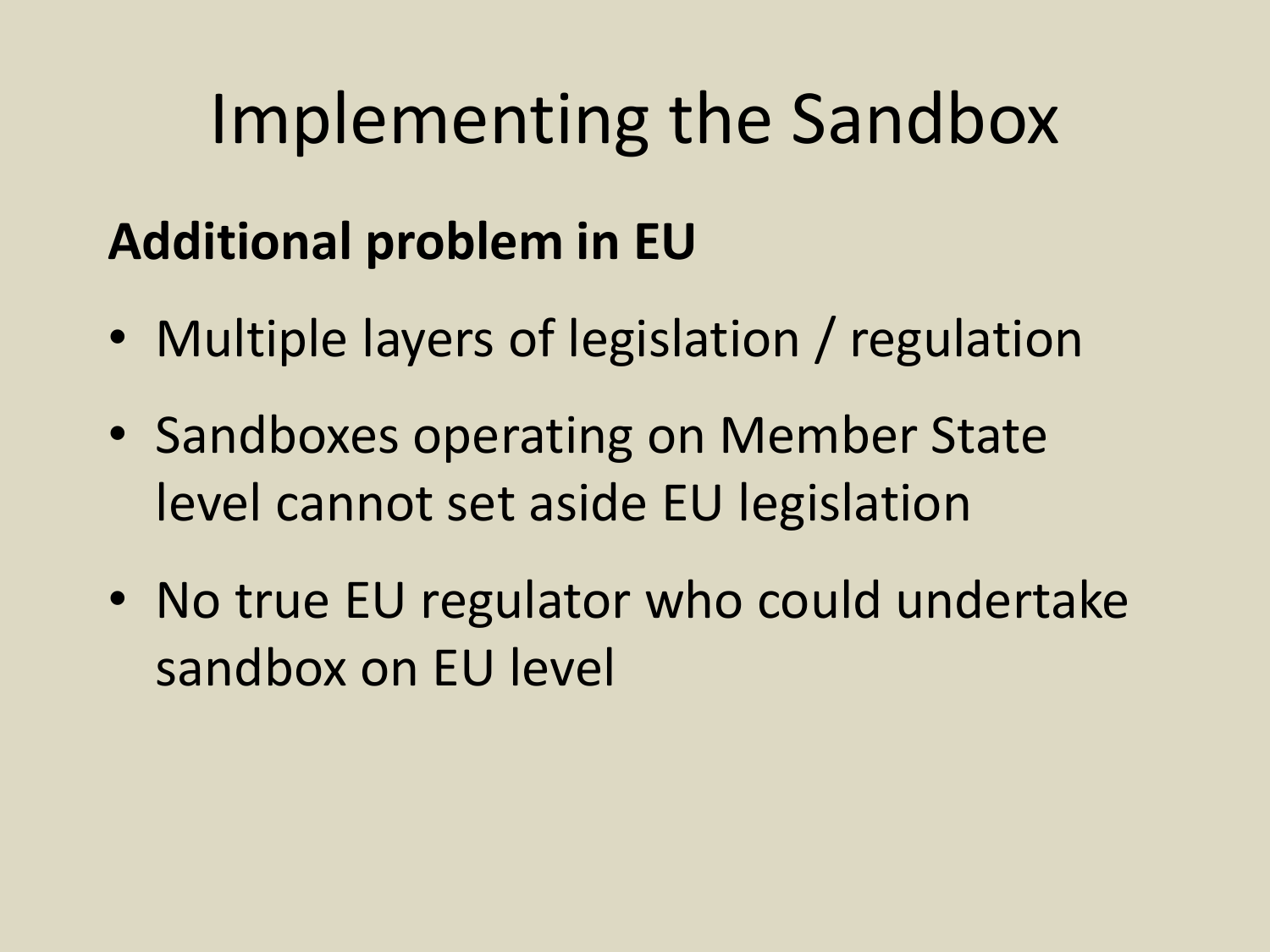# Implementing the Sandbox

**Additional problem in EU**

- Multiple layers of legislation / regulation
- Sandboxes operating on Member State level cannot set aside EU legislation
- No true EU regulator who could undertake sandbox on EU level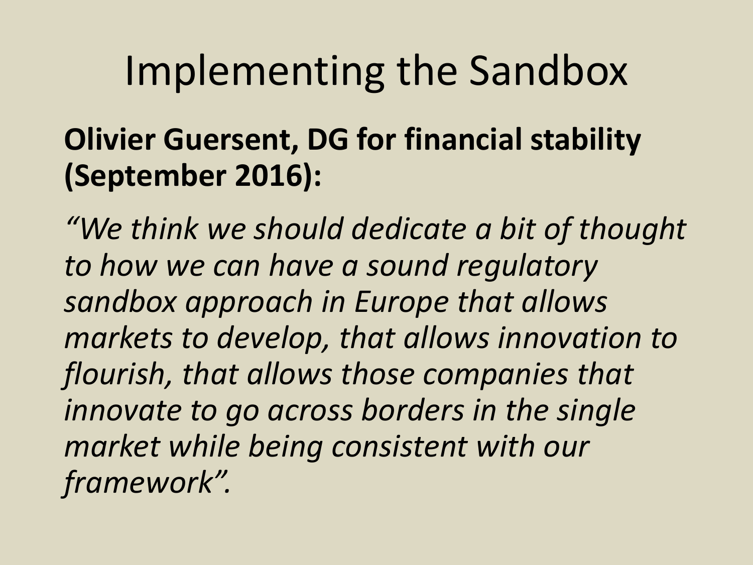# Implementing the Sandbox

**Olivier Guersent, DG for financial stability (September 2016):**

*"We think we should dedicate a bit of thought to how we can have a sound regulatory sandbox approach in Europe that allows markets to develop, that allows innovation to flourish, that allows those companies that innovate to go across borders in the single market while being consistent with our framework".*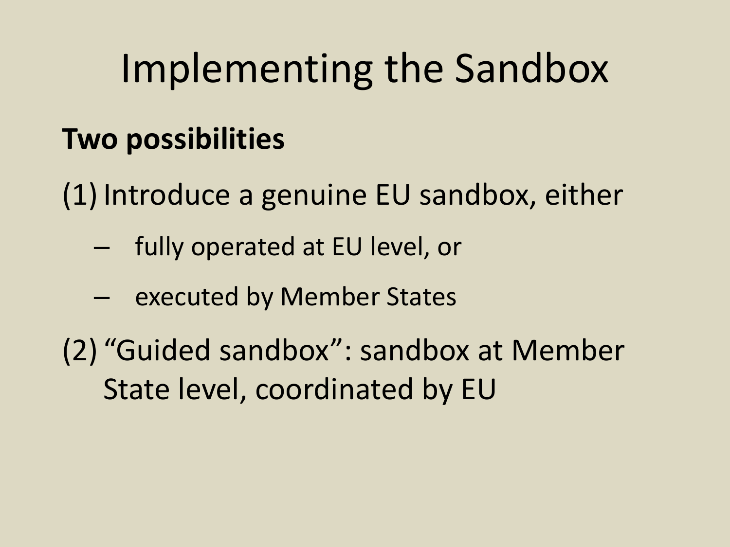# Implementing the Sandbox

**Two possibilities**

(1) Introduce a genuine EU sandbox, either

- fully operated at EU level, or
- executed by Member States

(2) "Guided sandbox": sandbox at Member State level, coordinated by EU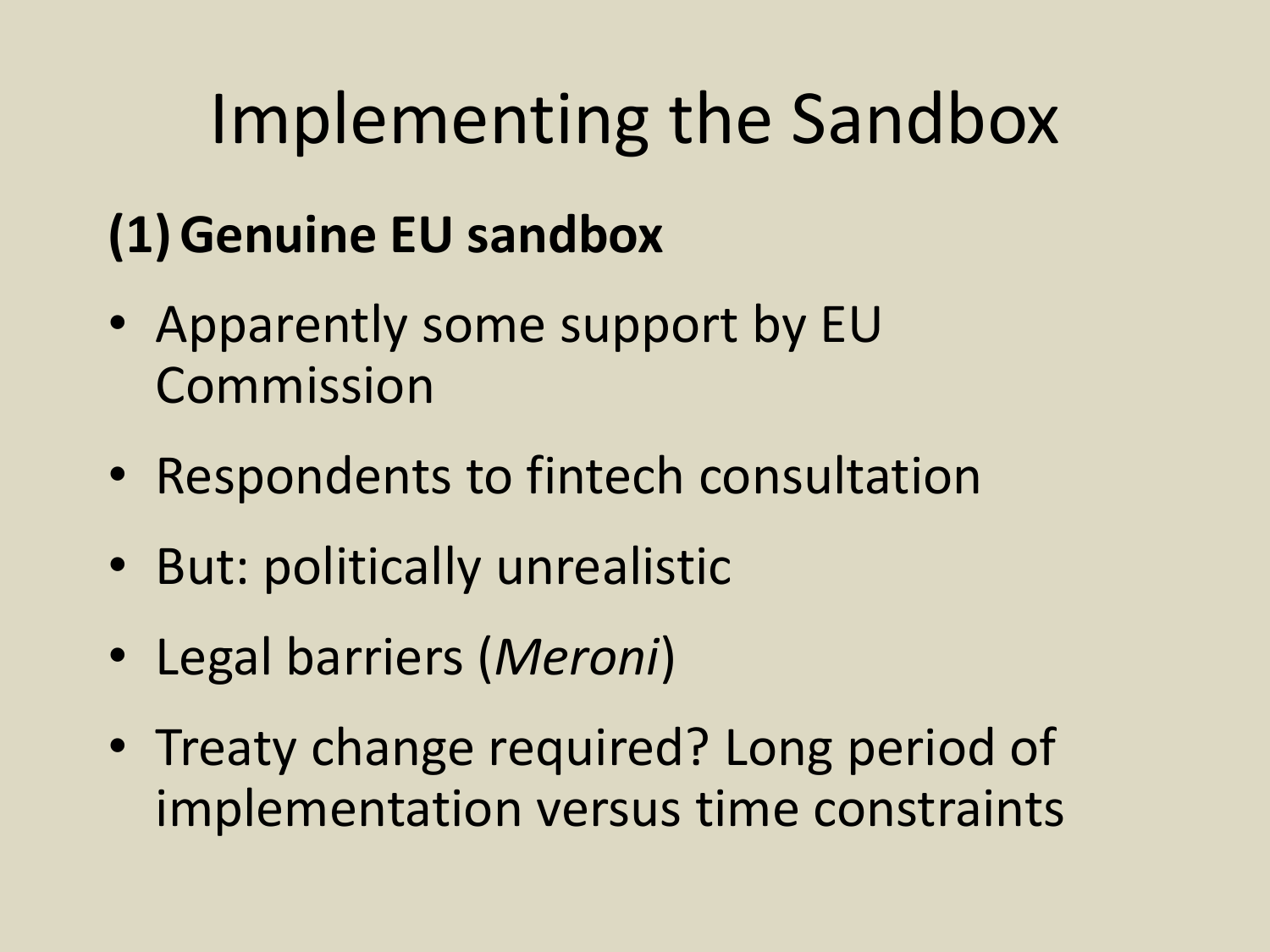# Implementing the Sandbox

**(1) Genuine EU sandbox**

- Apparently some support by EU Commission
- Respondents to fintech consultation
- But: politically unrealistic
- Legal barriers (*Meroni*)
- Treaty change required? Long period of implementation versus time constraints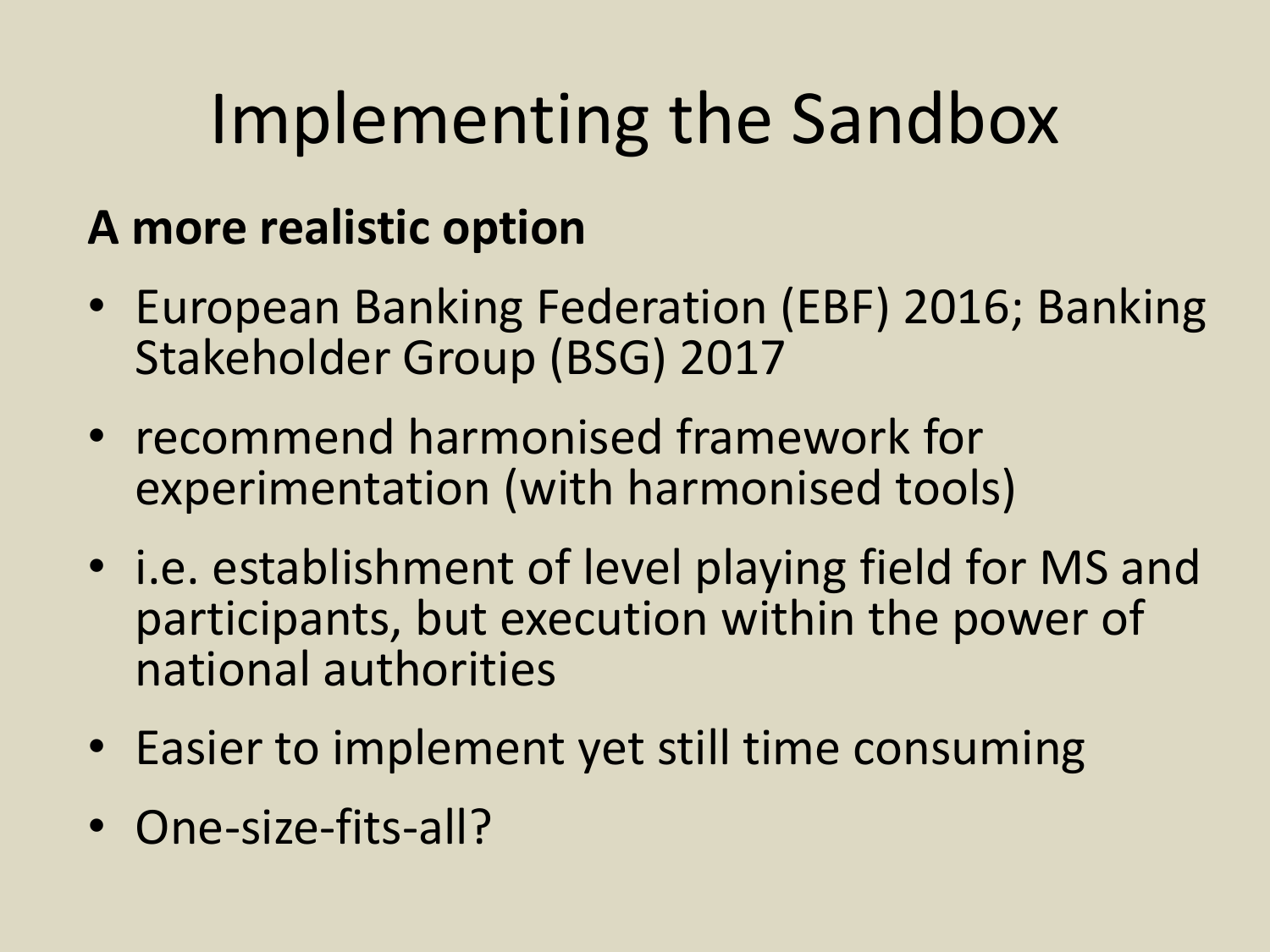# Implementing the Sandbox

**A more realistic option**

- European Banking Federation (EBF) 2016; Banking Stakeholder Group (BSG) 2017
- recommend harmonised framework for experimentation (with harmonised tools)
- i.e. establishment of level playing field for MS and participants, but execution within the power of national authorities
- Easier to implement yet still time consuming
- One-size-fits-all?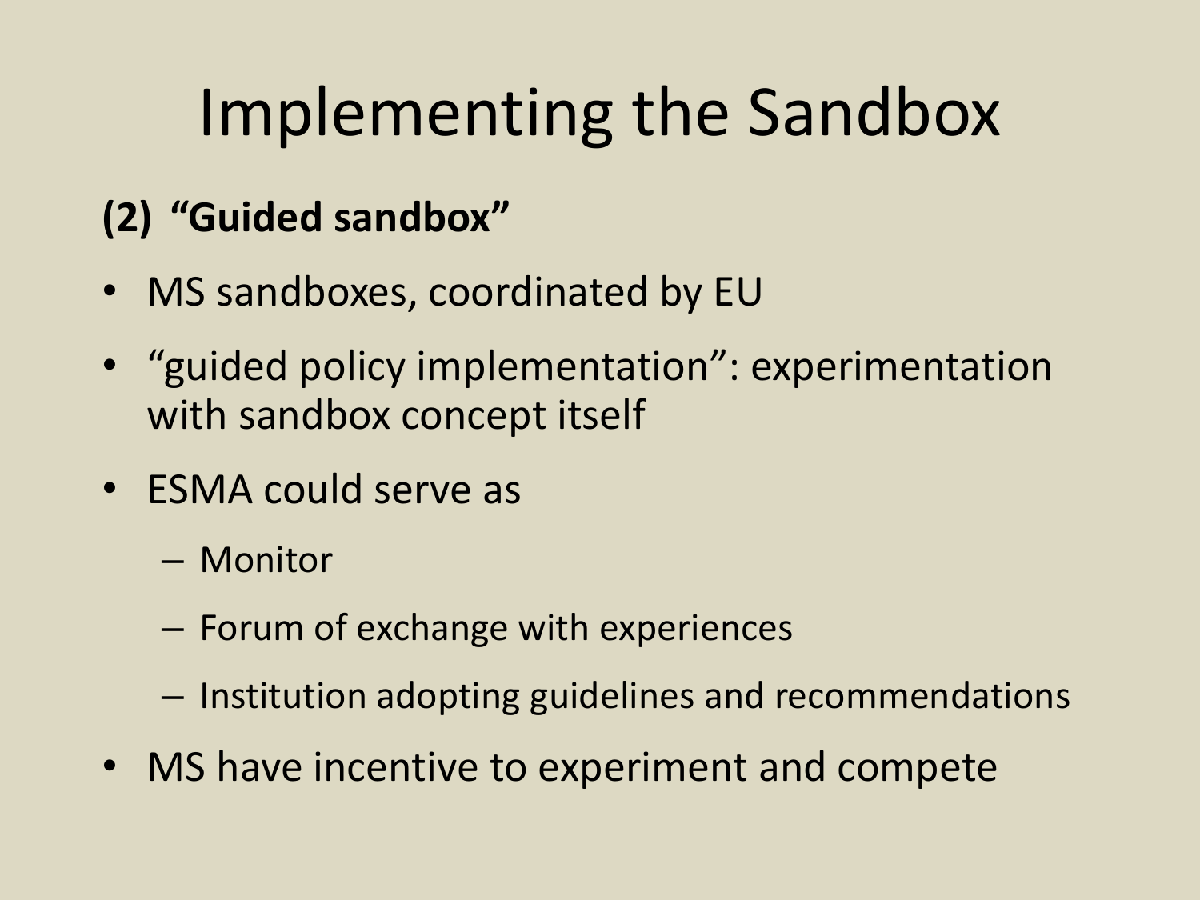# Implementing the Sandbox

**(2) "Guided sandbox"**

- MS sandboxes, coordinated by EU
- "guided policy implementation": experimentation with sandbox concept itself
- ESMA could serve as
  - Monitor
  - Forum of exchange with experiences
  - Institution adopting guidelines and recommendations
- MS have incentive to experiment and compete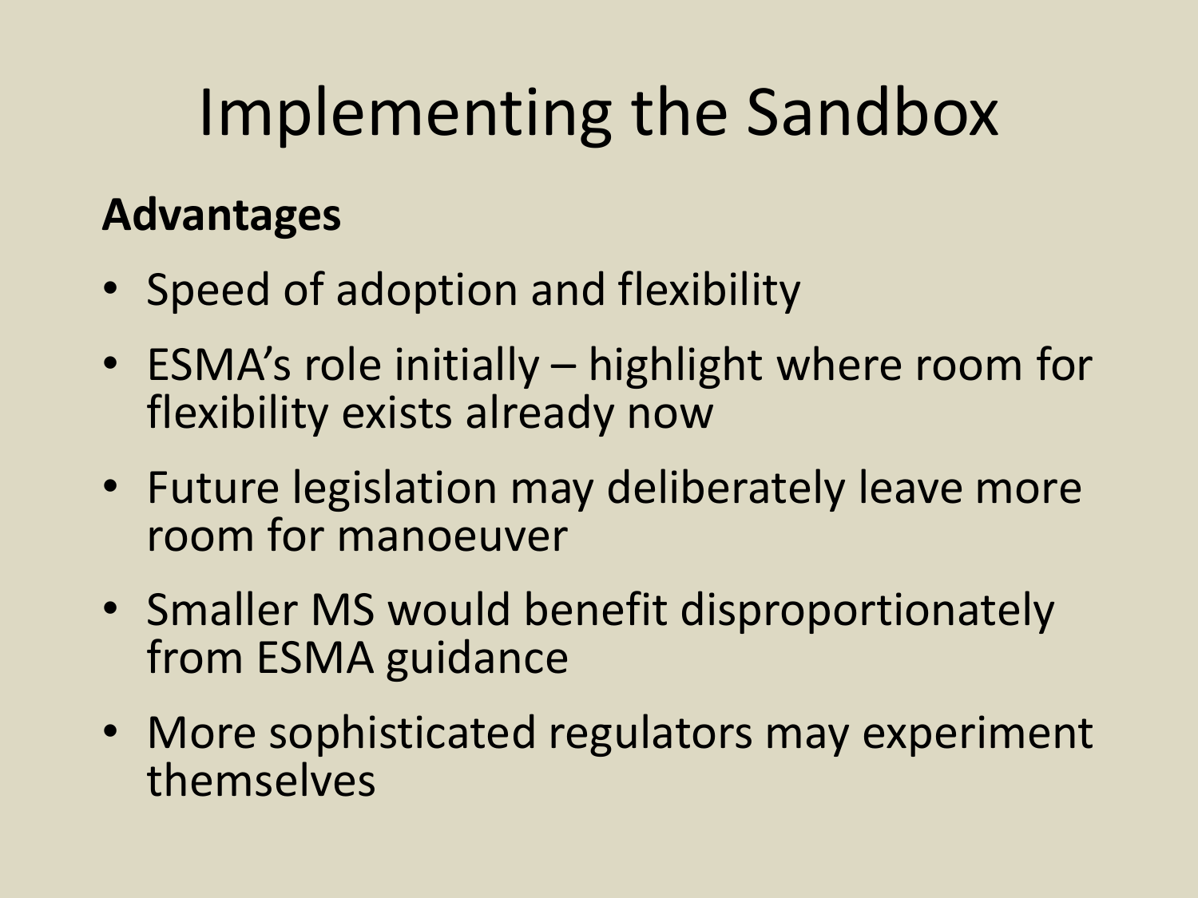# Implementing the Sandbox

**Advantages**

- Speed of adoption and flexibility
- ESMA's role initially – highlight where room for flexibility exists already now
- Future legislation may deliberately leave more room for manoeuver
- Smaller MS would benefit disproportionately from ESMA guidance
- More sophisticated regulators may experiment themselves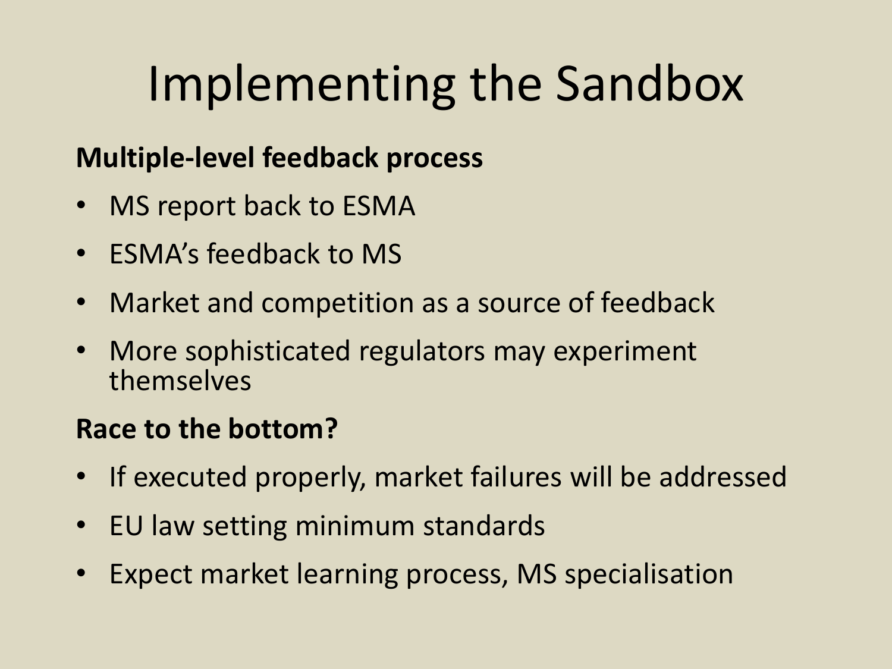# Implementing the Sandbox

**Multiple-level feedback process**

- MS report back to ESMA
- ESMA's feedback to MS
- Market and competition as a source of feedback
- More sophisticated regulators may experiment themselves

**Race to the bottom?**

- If executed properly, market failures will be addressed
- EU law setting minimum standards
- Expect market learning process, MS specialisation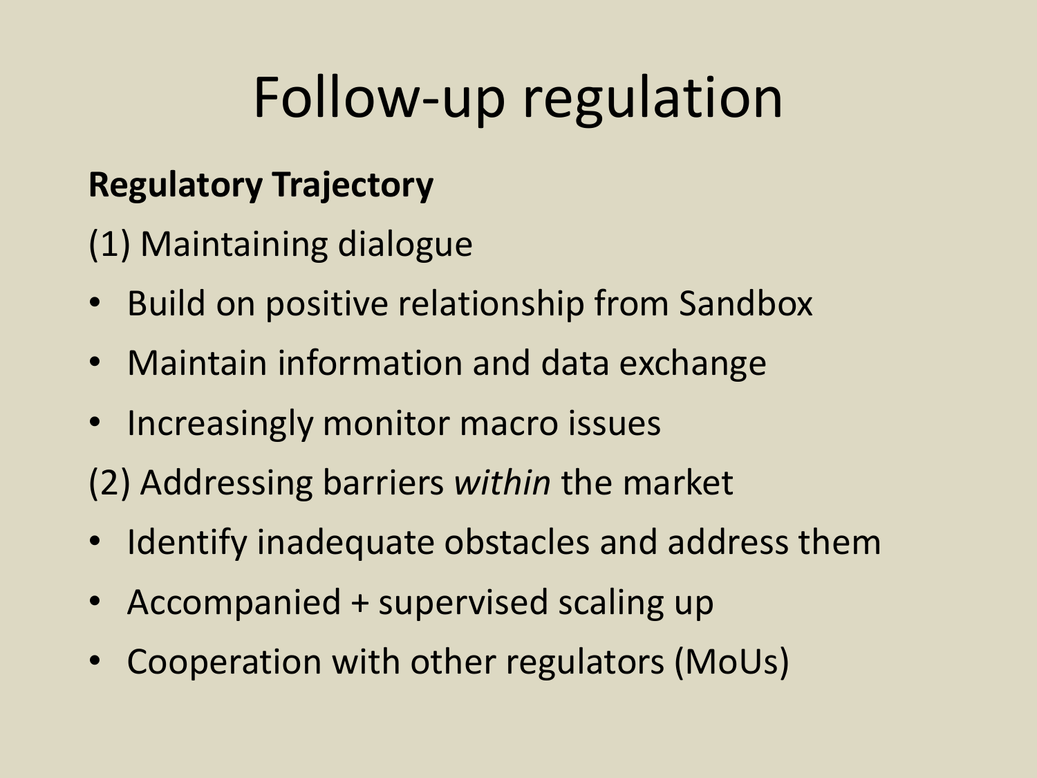# Follow-up regulation

**Regulatory Trajectory**

(1) Maintaining dialogue

- Build on positive relationship from Sandbox
- Maintain information and data exchange
- Increasingly monitor macro issues

(2) Addressing barriers *within* the market

- Identify inadequate obstacles and address them
- Accompanied + supervised scaling up
- Cooperation with other regulators (MoUs)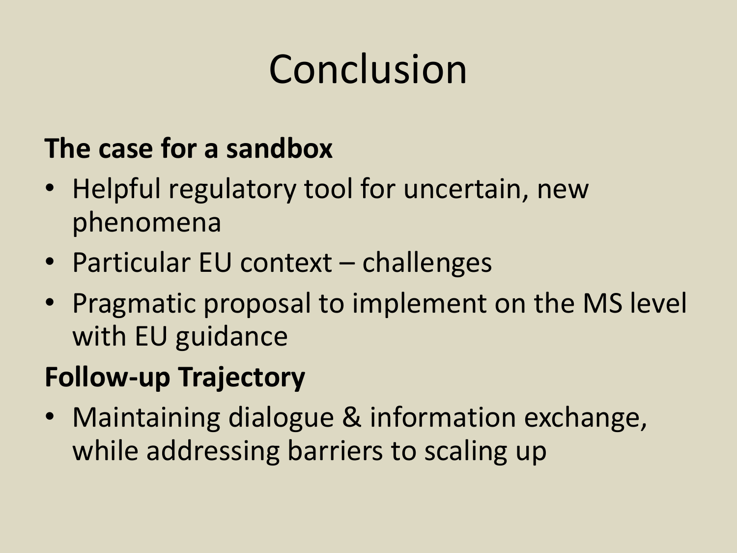# Conclusion

**The case for a sandbox**

- Helpful regulatory tool for uncertain, new phenomena
- Particular EU context – challenges
- Pragmatic proposal to implement on the MS level with EU guidance

**Follow-up Trajectory**

- Maintaining dialogue & information exchange, while addressing barriers to scaling up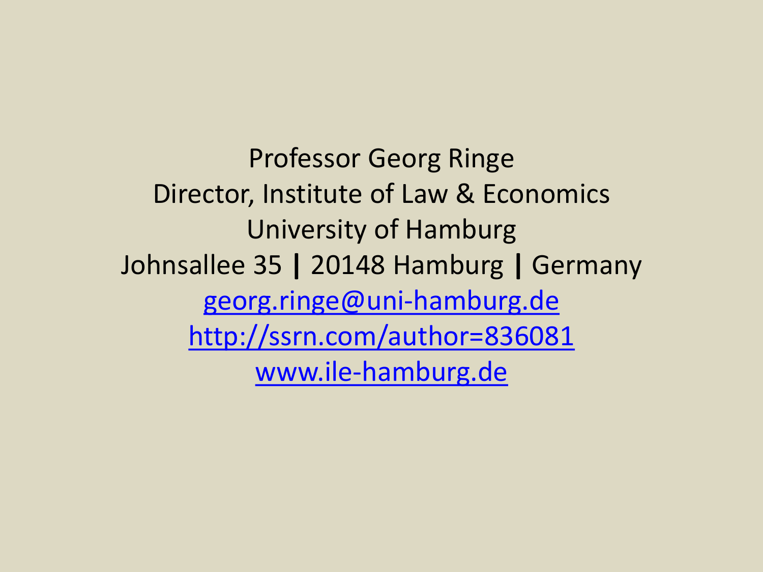Professor Georg Ringe

Director, Institute of Law & Economics

University of Hamburg

Johnsallee 35 | 20148 Hamburg | Germany

georg.ringe@uni-hamburg.de

http://ssrn.com/author=836081

www.ile-hamburg.de